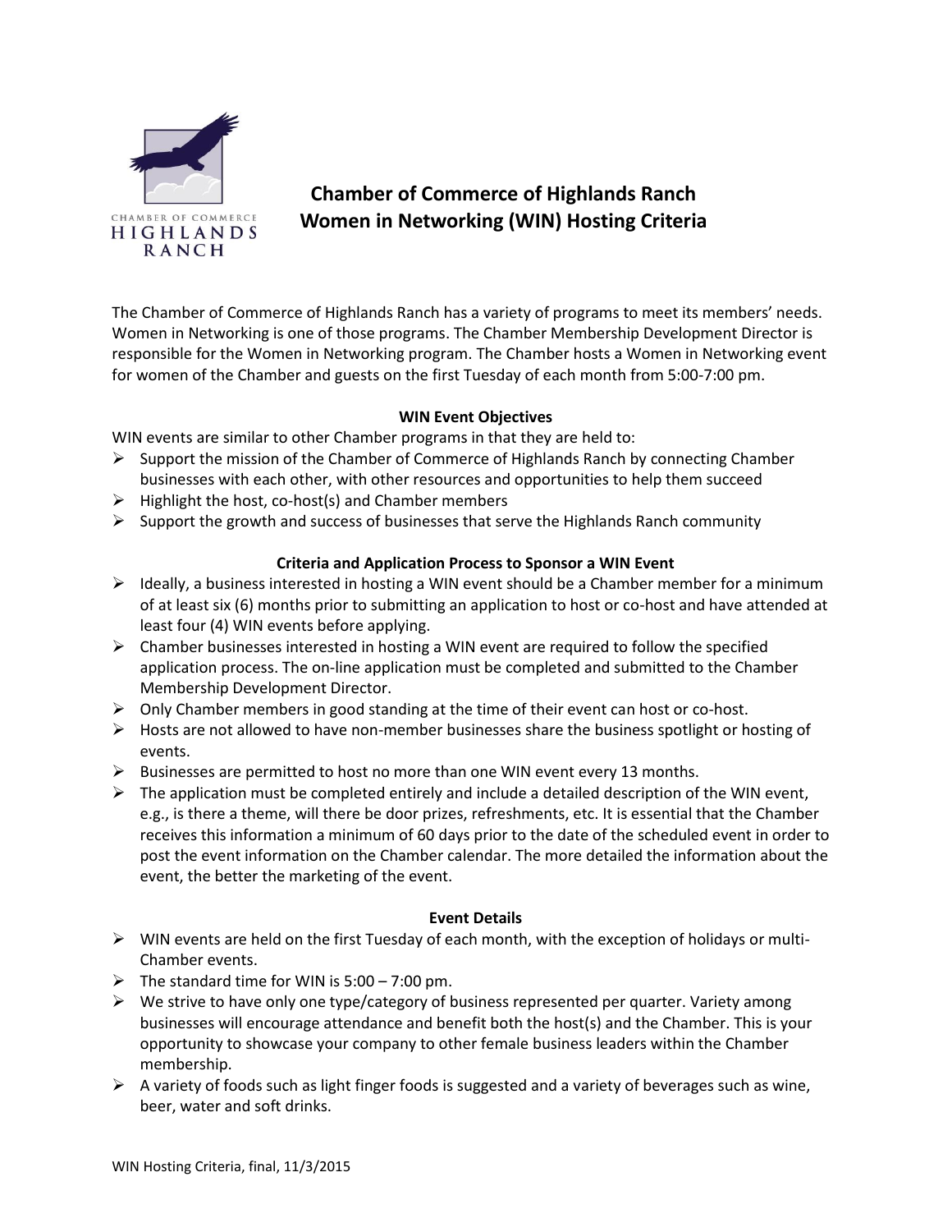# Chamber of Commerce of Highlands Ranch
# Women in Networking (WIN) Hosting Criteria

The Chamber of Commerce of Highlands Ranch has a variety of programs to meet its members' needs. Women in Networking is one of those programs. The Chamber Membership Development Director is responsible for the Women in Networking program. The Chamber hosts a Women in Networking event for women of the Chamber and guests on the first Tuesday of each month from 5:00-7:00 pm.

### WIN Event Objectives

WIN events are similar to other Chamber programs in that they are held to:

- Support the mission of the Chamber of Commerce of Highlands Ranch by connecting Chamber businesses with each other, with other resources and opportunities to help them succeed
- Highlight the host, co-host(s) and Chamber members
- Support the growth and success of businesses that serve the Highlands Ranch community

### Criteria and Application Process to Sponsor a WIN Event

- Ideally, a business interested in hosting a WIN event should be a Chamber member for a minimum of at least six (6) months prior to submitting an application to host or co-host and have attended at least four (4) WIN events before applying.
- Chamber businesses interested in hosting a WIN event are required to follow the specified application process. The on-line application must be completed and submitted to the Chamber Membership Development Director.
- Only Chamber members in good standing at the time of their event can host or co-host.
- Hosts are not allowed to have non-member businesses share the business spotlight or hosting of events.
- Businesses are permitted to host no more than one WIN event every 13 months.
- The application must be completed entirely and include a detailed description of the WIN event, e.g., is there a theme, will there be door prizes, refreshments, etc. It is essential that the Chamber receives this information a minimum of 60 days prior to the date of the scheduled event in order to post the event information on the Chamber calendar. The more detailed the information about the event, the better the marketing of the event.

### Event Details

- WIN events are held on the first Tuesday of each month, with the exception of holidays or multi-Chamber events.
- The standard time for WIN is 5:00 – 7:00 pm.
- We strive to have only one type/category of business represented per quarter. Variety among businesses will encourage attendance and benefit both the host(s) and the Chamber. This is your opportunity to showcase your company to other female business leaders within the Chamber membership.
- A variety of foods such as light finger foods is suggested and a variety of beverages such as wine, beer, water and soft drinks.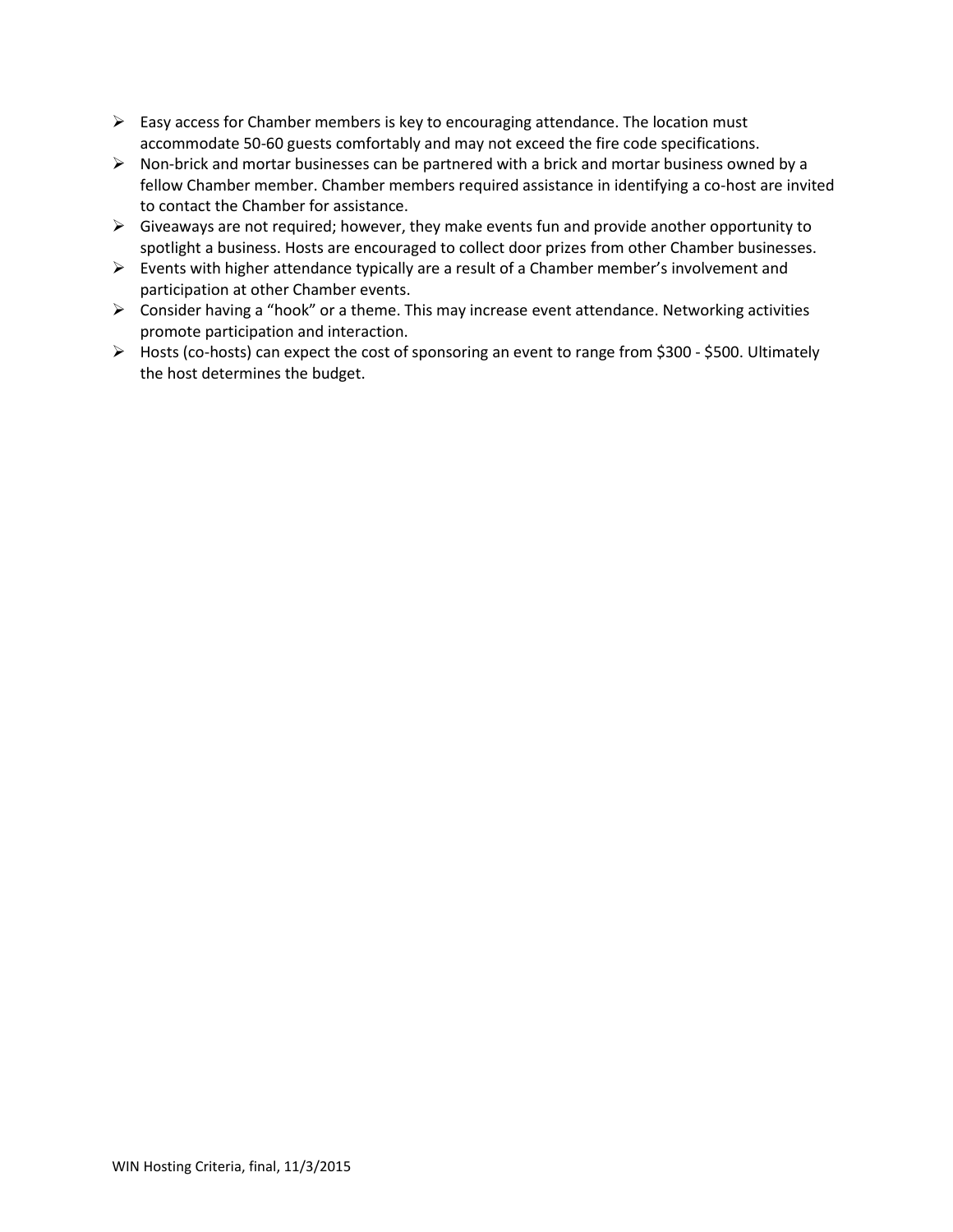- Easy access for Chamber members is key to encouraging attendance. The location must accommodate 50-60 guests comfortably and may not exceed the fire code specifications.
- Non-brick and mortar businesses can be partnered with a brick and mortar business owned by a fellow Chamber member. Chamber members required assistance in identifying a co-host are invited to contact the Chamber for assistance.
- Giveaways are not required; however, they make events fun and provide another opportunity to spotlight a business. Hosts are encouraged to collect door prizes from other Chamber businesses.
- Events with higher attendance typically are a result of a Chamber member's involvement and participation at other Chamber events.
- Consider having a "hook" or a theme. This may increase event attendance. Networking activities promote participation and interaction.
- Hosts (co-hosts) can expect the cost of sponsoring an event to range from $300 - $500. Ultimately the host determines the budget.